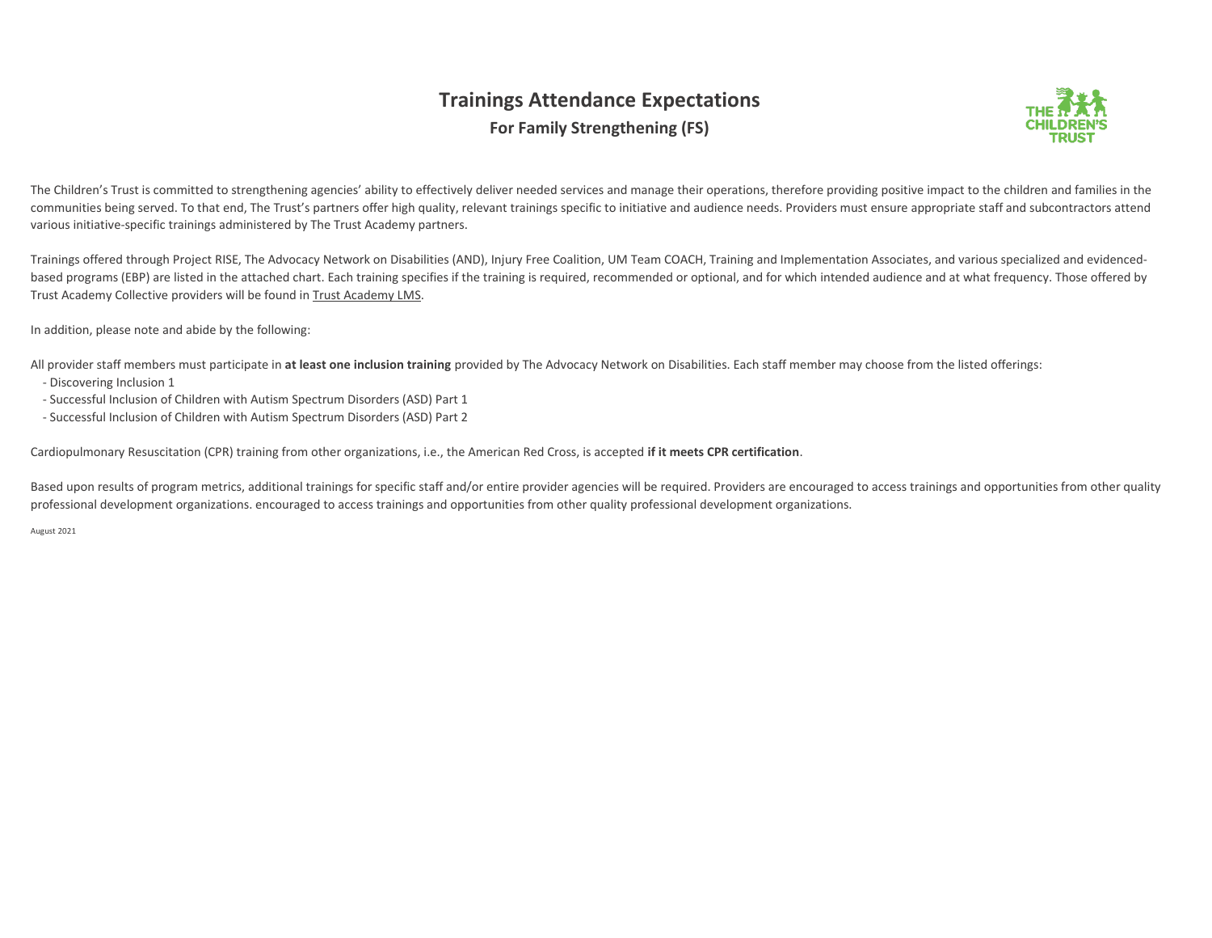# Trainings Attendance Expectations

## For Family Strengthening (FS)

The Children's Trust is committed to strengthening agencies' ability to effectively deliver needed services and manage their operations, therefore providing positive impact to the children and families in the communities being served. To that end, The Trust's partners offer high quality, relevant trainings specific to initiative and audience needs. Providers must ensure appropriate staff and subcontractors attend various initiative-specific trainings administered by The Trust Academy partners.

Trainings offered through Project RISE, The Advocacy Network on Disabilities (AND), Injury Free Coalition, UM Team COACH, Training and Implementation Associates, and various specialized and evidenced-based programs (EBP) are listed in the attached chart. Each training specifies if the training is required, recommended or optional, and for which intended audience and at what frequency. Those offered by Trust Academy Collective providers will be found in Trust Academy LMS.

In addition, please note and abide by the following:

All provider staff members must participate in **at least one inclusion training** provided by The Advocacy Network on Disabilities. Each staff member may choose from the listed offerings:

- Discovering Inclusion 1
- Successful Inclusion of Children with Autism Spectrum Disorders (ASD) Part 1
- Successful Inclusion of Children with Autism Spectrum Disorders (ASD) Part 2

Cardiopulmonary Resuscitation (CPR) training from other organizations, i.e., the American Red Cross, is accepted **if it meets CPR certification**.

Based upon results of program metrics, additional trainings for specific staff and/or entire provider agencies will be required. Providers are encouraged to access trainings and opportunities from other quality professional development organizations. encouraged to access trainings and opportunities from other quality professional development organizations.

August 2021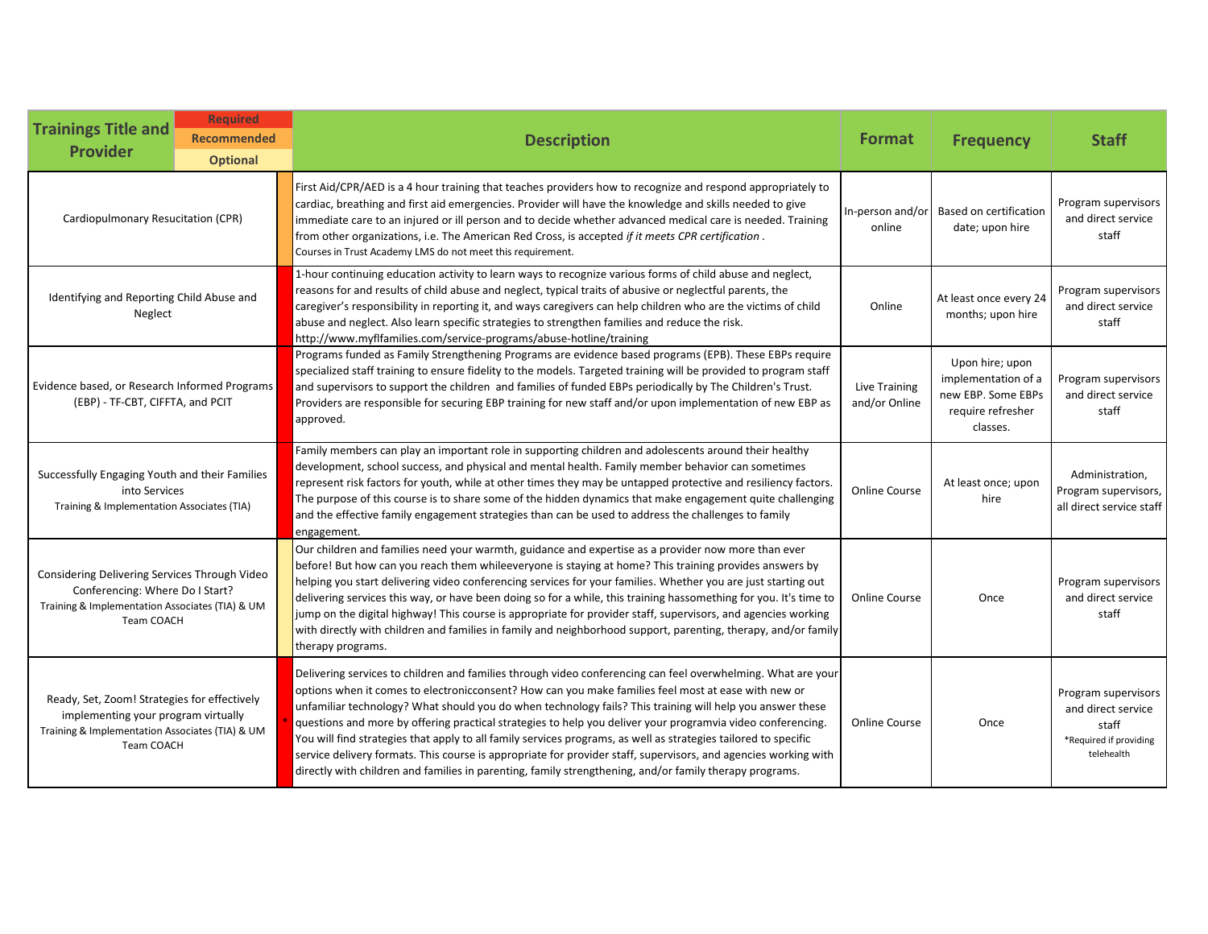| Trainings Title and Provider | Required / Recommended / Optional | Description | Format | Frequency | Staff |
|---|---|---|---|---|---|
| Cardiopulmonary Resucitation (CPR) | Recommended | First Aid/CPR/AED is a 4 hour training that teaches providers how to recognize and respond appropriately to cardiac, breathing and first aid emergencies. Provider will have the knowledge and skills needed to give immediate care to an injured or ill person and to decide whether advanced medical care is needed. Training from other organizations, i.e. The American Red Cross, is accepted *if it meets CPR certification* . Courses in Trust Academy LMS do not meet this requirement. | In-person and/or online | Based on certification date; upon hire | Program supervisors and direct service staff |
| Identifying and Reporting Child Abuse and Neglect | Required | 1-hour continuing education activity to learn ways to recognize various forms of child abuse and neglect, reasons for and results of child abuse and neglect, typical traits of abusive or neglectful parents, the caregiver's responsibility in reporting it, and ways caregivers can help children who are the victims of child abuse and neglect. Also learn specific strategies to strengthen families and reduce the risk. http://www.myflfamilies.com/service-programs/abuse-hotline/training | Online | At least once every 24 months; upon hire | Program supervisors and direct service staff |
| Evidence based, or Research Informed Programs (EBP) - TF-CBT, CIFFTA, and PCIT | Required | Programs funded as Family Strengthening Programs are evidence based programs (EPB). These EBPs require specialized staff training to ensure fidelity to the models. Targeted training will be provided to program staff and supervisors to support the children and families of funded EBPs periodically by The Children's Trust. Providers are responsible for securing EBP training for new staff and/or upon implementation of new EBP as approved. | Live Training and/or Online | Upon hire; upon implementation of a new EBP. Some EBPs require refresher classes. | Program supervisors and direct service staff |
| Successfully Engaging Youth and their Families into Services<br>Training & Implementation Associates (TIA) | Required | Family members can play an important role in supporting children and adolescents around their healthy development, school success, and physical and mental health. Family member behavior can sometimes represent risk factors for youth, while at other times they may be untapped protective and resiliency factors. The purpose of this course is to share some of the hidden dynamics that make engagement quite challenging and the effective family engagement strategies than can be used to address the challenges to family engagement. | Online Course | At least once; upon hire | Administration, Program supervisors, all direct service staff |
| Considering Delivering Services Through Video Conferencing: Where Do I Start?<br>Training & Implementation Associates (TIA) & UM Team COACH | Optional | Our children and families need your warmth, guidance and expertise as a provider now more than ever before! But how can you reach them whileeveryone is staying at home? This training provides answers by helping you start delivering video conferencing services for your families. Whether you are just starting out delivering services this way, or have been doing so for a while, this training hassomething for you. It's time to jump on the digital highway! This course is appropriate for provider staff, supervisors, and agencies working with directly with children and families in family and neighborhood support, parenting, therapy, and/or family therapy programs. | Online Course | Once | Program supervisors and direct service staff |
| Ready, Set, Zoom! Strategies for effectively implementing your program virtually<br>Training & Implementation Associates (TIA) & UM Team COACH | Required* | Delivering services to children and families through video conferencing can feel overwhelming. What are your options when it comes to electronicconsent? How can you make families feel most at ease with new or unfamiliar technology? What should you do when technology fails? This training will help you answer these questions and more by offering practical strategies to help you deliver your programvia video conferencing. You will find strategies that apply to all family services programs, as well as strategies tailored to specific service delivery formats. This course is appropriate for provider staff, supervisors, and agencies working with directly with children and families in parenting, family strengthening, and/or family therapy programs. | Online Course | Once | Program supervisors and direct service staff<br>*Required if providing telehealth |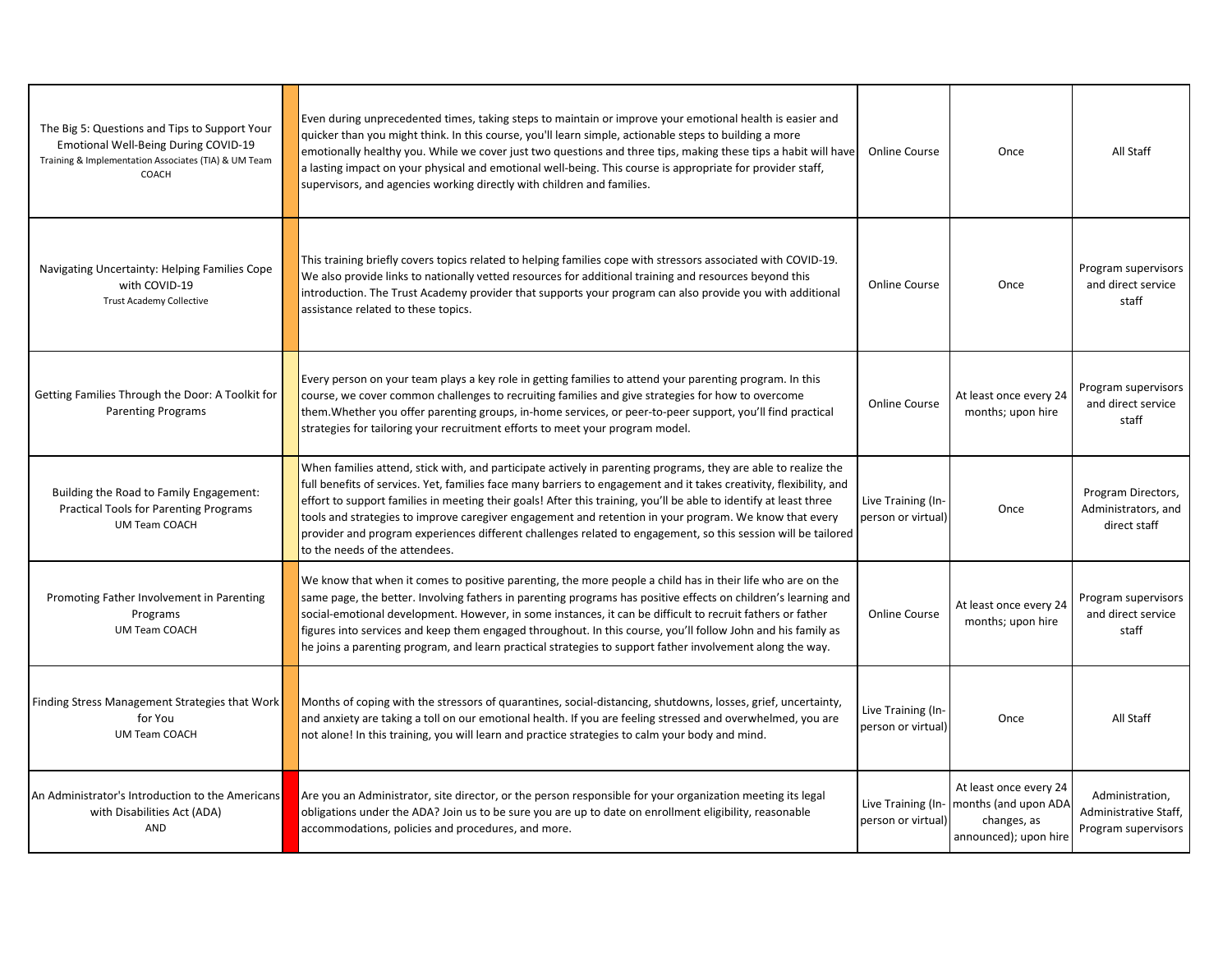| | | | | | |
|---|---|---|---|---|---|
| The Big 5: Questions and Tips to Support Your Emotional Well-Being During COVID-19<br>Training & Implementation Associates (TIA) & UM Team COACH | | Even during unprecedented times, taking steps to maintain or improve your emotional health is easier and quicker than you might think. In this course, you'll learn simple, actionable steps to building a more emotionally healthy you. While we cover just two questions and three tips, making these tips a habit will have a lasting impact on your physical and emotional well-being. This course is appropriate for provider staff, supervisors, and agencies working directly with children and families. | Online Course | Once | All Staff |
| Navigating Uncertainty: Helping Families Cope with COVID-19<br>Trust Academy Collective | | This training briefly covers topics related to helping families cope with stressors associated with COVID-19. We also provide links to nationally vetted resources for additional training and resources beyond this introduction. The Trust Academy provider that supports your program can also provide you with additional assistance related to these topics. | Online Course | Once | Program supervisors and direct service staff |
| Getting Families Through the Door: A Toolkit for Parenting Programs | | Every person on your team plays a key role in getting families to attend your parenting program. In this course, we cover common challenges to recruiting families and give strategies for how to overcome them.Whether you offer parenting groups, in-home services, or peer-to-peer support, you'll find practical strategies for tailoring your recruitment efforts to meet your program model. | Online Course | At least once every 24 months; upon hire | Program supervisors and direct service staff |
| Building the Road to Family Engagement: Practical Tools for Parenting Programs<br>UM Team COACH | | When families attend, stick with, and participate actively in parenting programs, they are able to realize the full benefits of services. Yet, families face many barriers to engagement and it takes creativity, flexibility, and effort to support families in meeting their goals! After this training, you'll be able to identify at least three tools and strategies to improve caregiver engagement and retention in your program. We know that every provider and program experiences different challenges related to engagement, so this session will be tailored to the needs of the attendees. | Live Training (In-person or virtual) | Once | Program Directors, Administrators, and direct staff |
| Promoting Father Involvement in Parenting Programs<br>UM Team COACH | | We know that when it comes to positive parenting, the more people a child has in their life who are on the same page, the better. Involving fathers in parenting programs has positive effects on children's learning and social-emotional development. However, in some instances, it can be difficult to recruit fathers or father figures into services and keep them engaged throughout. In this course, you'll follow John and his family as he joins a parenting program, and learn practical strategies to support father involvement along the way. | Online Course | At least once every 24 months; upon hire | Program supervisors and direct service staff |
| Finding Stress Management Strategies that Work for You<br>UM Team COACH | | Months of coping with the stressors of quarantines, social-distancing, shutdowns, losses, grief, uncertainty, and anxiety are taking a toll on our emotional health. If you are feeling stressed and overwhelmed, you are not alone! In this training, you will learn and practice strategies to calm your body and mind. | Live Training (In-person or virtual) | Once | All Staff |
| An Administrator's Introduction to the Americans with Disabilities Act (ADA)<br>AND | | Are you an Administrator, site director, or the person responsible for your organization meeting its legal obligations under the ADA? Join us to be sure you are up to date on enrollment eligibility, reasonable accommodations, policies and procedures, and more. | Live Training (In-person or virtual) | At least once every 24 months (and upon ADA changes, as announced); upon hire | Administration, Administrative Staff, Program supervisors |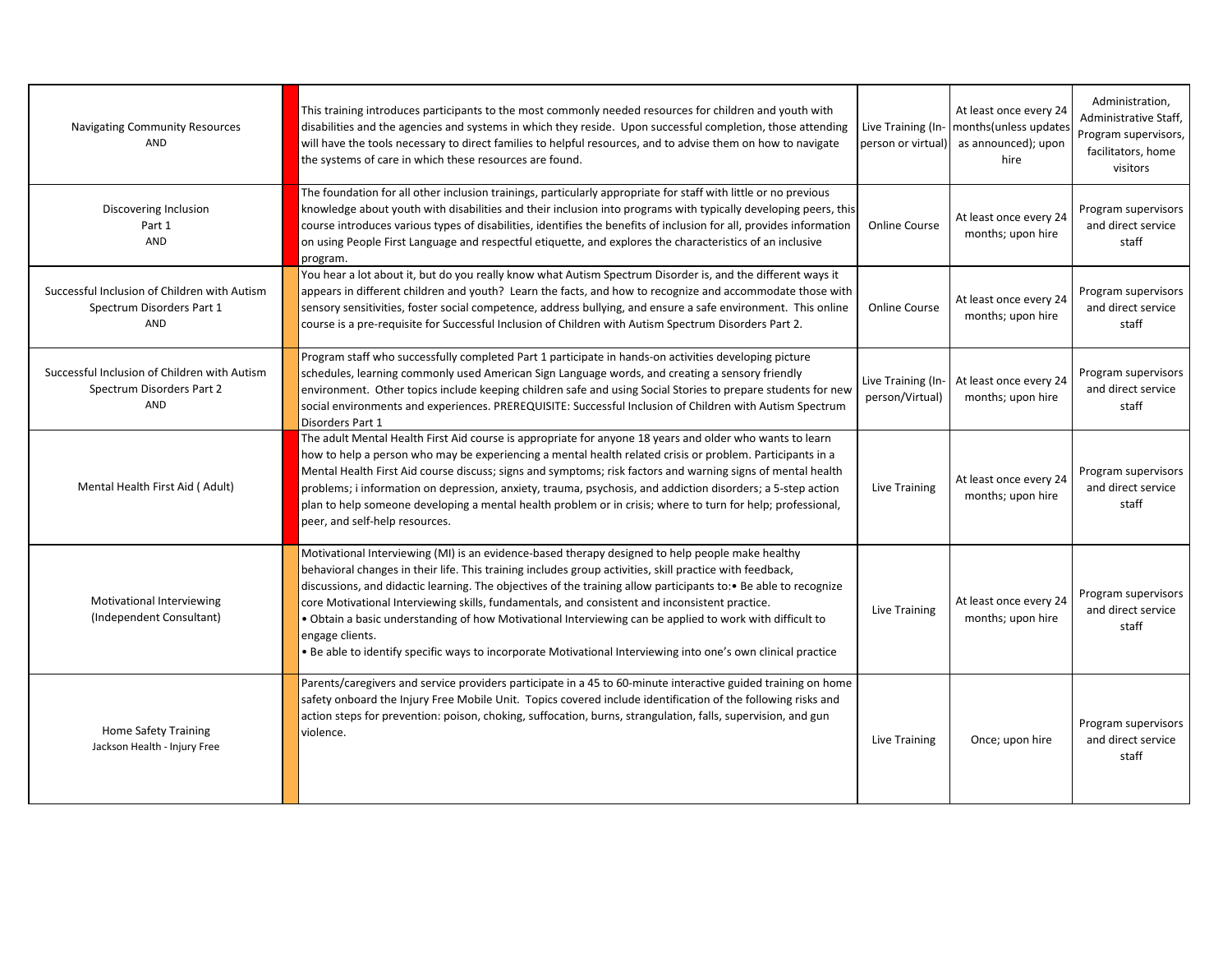| | | | | | |
|---|---|---|---|---|---|
| Navigating Community Resources<br>AND | | This training introduces participants to the most commonly needed resources for children and youth with disabilities and the agencies and systems in which they reside. Upon successful completion, those attending will have the tools necessary to direct families to helpful resources, and to advise them on how to navigate the systems of care in which these resources are found. | Live Training (In-person or virtual) | At least once every 24 months(unless updates as announced); upon hire | Administration, Administrative Staff, Program supervisors, facilitators, home visitors |
| Discovering Inclusion<br>Part 1<br>AND | | The foundation for all other inclusion trainings, particularly appropriate for staff with little or no previous knowledge about youth with disabilities and their inclusion into programs with typically developing peers, this course introduces various types of disabilities, identifies the benefits of inclusion for all, provides information on using People First Language and respectful etiquette, and explores the characteristics of an inclusive program. | Online Course | At least once every 24 months; upon hire | Program supervisors and direct service staff |
| Successful Inclusion of Children with Autism Spectrum Disorders Part 1<br>AND | | You hear a lot about it, but do you really know what Autism Spectrum Disorder is, and the different ways it appears in different children and youth? Learn the facts, and how to recognize and accommodate those with sensory sensitivities, foster social competence, address bullying, and ensure a safe environment. This online course is a pre-requisite for Successful Inclusion of Children with Autism Spectrum Disorders Part 2. | Online Course | At least once every 24 months; upon hire | Program supervisors and direct service staff |
| Successful Inclusion of Children with Autism Spectrum Disorders Part 2<br>AND | | Program staff who successfully completed Part 1 participate in hands-on activities developing picture schedules, learning commonly used American Sign Language words, and creating a sensory friendly environment. Other topics include keeping children safe and using Social Stories to prepare students for new social environments and experiences. PREREQUISITE: Successful Inclusion of Children with Autism Spectrum Disorders Part 1 | Live Training (In-person/Virtual) | At least once every 24 months; upon hire | Program supervisors and direct service staff |
| Mental Health First Aid ( Adult) | | The adult Mental Health First Aid course is appropriate for anyone 18 years and older who wants to learn how to help a person who may be experiencing a mental health related crisis or problem. Participants in a Mental Health First Aid course discuss; signs and symptoms; risk factors and warning signs of mental health problems; i information on depression, anxiety, trauma, psychosis, and addiction disorders; a 5-step action plan to help someone developing a mental health problem or in crisis; where to turn for help; professional, peer, and self-help resources. | Live Training | At least once every 24 months; upon hire | Program supervisors and direct service staff |
| Motivational Interviewing<br>(Independent Consultant) | | Motivational Interviewing (MI) is an evidence-based therapy designed to help people make healthy behavioral changes in their life. This training includes group activities, skill practice with feedback, discussions, and didactic learning. The objectives of the training allow participants to:• Be able to recognize core Motivational Interviewing skills, fundamentals, and consistent and inconsistent practice.<br>• Obtain a basic understanding of how Motivational Interviewing can be applied to work with difficult to engage clients.<br>• Be able to identify specific ways to incorporate Motivational Interviewing into one's own clinical practice | Live Training | At least once every 24 months; upon hire | Program supervisors and direct service staff |
| Home Safety Training<br>Jackson Health - Injury Free | | Parents/caregivers and service providers participate in a 45 to 60-minute interactive guided training on home safety onboard the Injury Free Mobile Unit. Topics covered include identification of the following risks and action steps for prevention: poison, choking, suffocation, burns, strangulation, falls, supervision, and gun violence. | Live Training | Once; upon hire | Program supervisors and direct service staff |